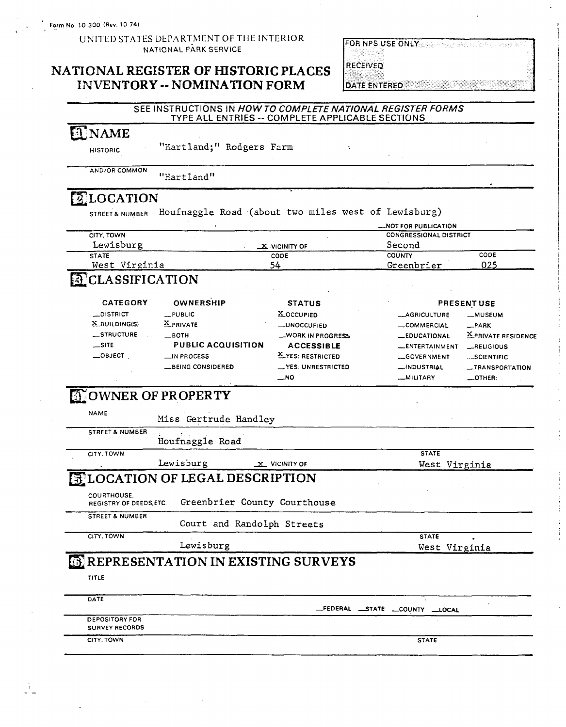Form No. 10-300 (Rev. 10-74)

UNITED STATES DEPARTMENT OF THE INTERIOR
NATIONAL PARK SERVICE

# NATIONAL REGISTER OF HISTORIC PLACES INVENTORY -- NOMINATION FORM

FOR NPS USE ONLY
RECEIVED
DATE ENTERED

SEE INSTRUCTIONS IN *HOW TO COMPLETE NATIONAL REGISTER FORMS*
TYPE ALL ENTRIES -- COMPLETE APPLICABLE SECTIONS

## 1 NAME

HISTORIC "Hartland;" Rodgers Farm

AND/OR COMMON "Hartland"

## 2 LOCATION

STREET & NUMBER Houfnaggle Road (about two miles west of Lewisburg)

__NOT FOR PUBLICATION

| CITY, TOWN | | CONGRESSIONAL DISTRICT | |
|---|---|---|---|
| Lewisburg | X VICINITY OF | Second | |
| STATE | CODE | COUNTY | CODE |
| West Virginia | 54 | Greenbrier | 025 |

## 3 CLASSIFICATION

| CATEGORY | OWNERSHIP | STATUS | PRESENT USE | |
|---|---|---|---|---|
| __DISTRICT | __PUBLIC | X OCCUPIED | __AGRICULTURE | __MUSEUM |
| X BUILDING(S) | X PRIVATE | __UNOCCUPIED | __COMMERCIAL | __PARK |
| __STRUCTURE | __BOTH | __WORK IN PROGRESS | __EDUCATIONAL | X PRIVATE RESIDENCE |
| __SITE | PUBLIC ACQUISITION | ACCESSIBLE | __ENTERTAINMENT | __RELIGIOUS |
| __OBJECT | __IN PROCESS | X YES: RESTRICTED | __GOVERNMENT | __SCIENTIFIC |
| | __BEING CONSIDERED | __YES: UNRESTRICTED | __INDUSTRIAL | __TRANSPORTATION |
| | | __NO | __MILITARY | __OTHER: |

## 4 OWNER OF PROPERTY

NAME Miss Gertrude Handley

STREET & NUMBER Houfnaggle Road

CITY, TOWN Lewisburg X VICINITY OF STATE West Virginia

## 5 LOCATION OF LEGAL DESCRIPTION

COURTHOUSE, REGISTRY OF DEEDS, ETC. Greenbrier County Courthouse

STREET & NUMBER Court and Randolph Streets

CITY, TOWN Lewisburg STATE West Virginia

## 6 REPRESENTATION IN EXISTING SURVEYS

TITLE

DATE __FEDERAL __STATE __COUNTY __LOCAL

DEPOSITORY FOR SURVEY RECORDS

CITY, TOWN STATE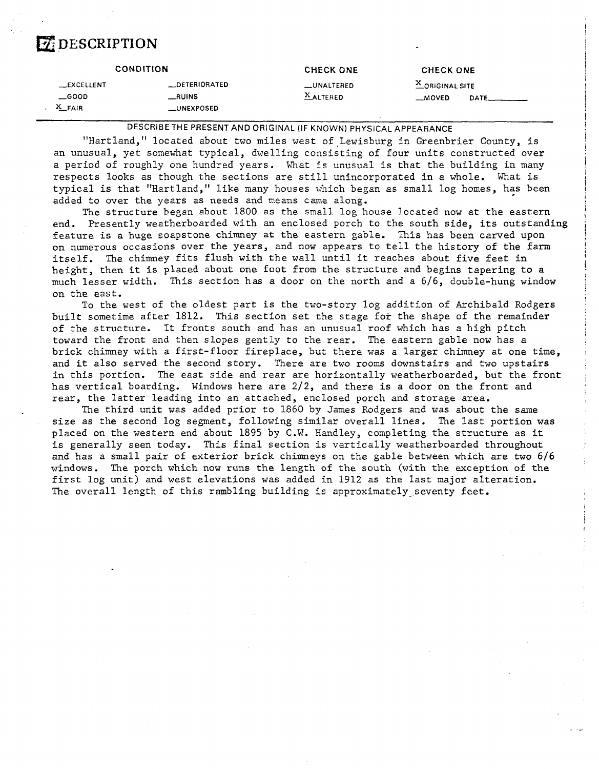# 7 DESCRIPTION

| CONDITION | | CHECK ONE | CHECK ONE |
|---|---|---|---|
| __EXCELLENT | __DETERIORATED | __UNALTERED | X ORIGINAL SITE |
| __GOOD | __RUINS | X ALTERED | __MOVED DATE______ |
| X FAIR | __UNEXPOSED | | |

DESCRIBE THE PRESENT AND ORIGINAL (IF KNOWN) PHYSICAL APPEARANCE

"Hartland," located about two miles west of Lewisburg in Greenbrier County, is an unusual, yet somewhat typical, dwelling consisting of four units constructed over a period of roughly one hundred years. What is unusual is that the building in many respects looks as though the sections are still unincorporated in a whole. What is typical is that "Hartland," like many houses which began as small log homes, has been added to over the years as needs and means came along.

The structure began about 1800 as the small log house located now at the eastern end. Presently weatherboarded with an enclosed porch to the south side, its outstanding feature is a huge soapstone chimney at the eastern gable. This has been carved upon on numerous occasions over the years, and now appears to tell the history of the farm itself. The chimney fits flush with the wall until it reaches about five feet in height, then it is placed about one foot from the structure and begins tapering to a much lesser width. This section has a door on the north and a 6/6, double-hung window on the east.

To the west of the oldest part is the two-story log addition of Archibald Rodgers built sometime after 1812. This section set the stage for the shape of the remainder of the structure. It fronts south and has an unusual roof which has a high pitch toward the front and then slopes gently to the rear. The eastern gable now has a brick chimney with a first-floor fireplace, but there was a larger chimney at one time, and it also served the second story. There are two rooms downstairs and two upstairs in this portion. The east side and rear are horizontally weatherboarded, but the front has vertical boarding. Windows here are 2/2, and there is a door on the front and rear, the latter leading into an attached, enclosed porch and storage area.

The third unit was added prior to 1860 by James Rodgers and was about the same size as the second log segment, following similar overall lines. The last portion was placed on the western end about 1895 by C.W. Handley, completing the structure as it is generally seen today. This final section is vertically weatherboarded throughout and has a small pair of exterior brick chimneys on the gable between which are two 6/6 windows. The porch which now runs the length of the south (with the exception of the first log unit) and west elevations was added in 1912 as the last major alteration. The overall length of this rambling building is approximately seventy feet.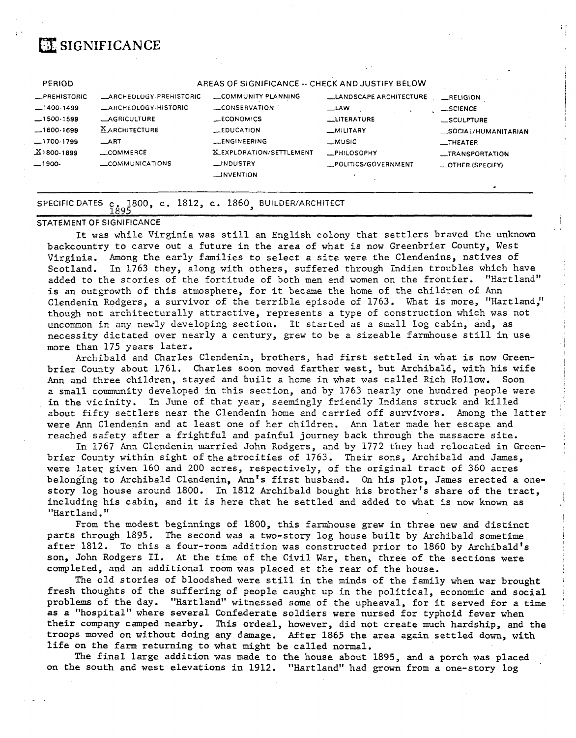# 8 SIGNIFICANCE

| PERIOD | AREAS OF SIGNIFICANCE -- CHECK AND JUSTIFY BELOW | | | |
|---|---|---|---|---|
| _PREHISTORIC | _ARCHEOLOGY-PREHISTORIC | _COMMUNITY PLANNING | _LANDSCAPE ARCHITECTURE | _RELIGION |
| _1400-1499 | _ARCHEOLOGY-HISTORIC | _CONSERVATION | _LAW | _SCIENCE |
| _1500-1599 | _AGRICULTURE | _ECONOMICS | _LITERATURE | _SCULPTURE |
| _1600-1699 | X ARCHITECTURE | _EDUCATION | _MILITARY | _SOCIAL/HUMANITARIAN |
| _1700-1799 | _ART | _ENGINEERING | _MUSIC | _THEATER |
| X 1800-1899 | _COMMERCE | X EXPLORATION/SETTLEMENT | _PHILOSOPHY | _TRANSPORTATION |
| _1900- | _COMMUNICATIONS | _INDUSTRY | _POLITICS/GOVERNMENT | _OTHER (SPECIFY) |
| | | _INVENTION | | |

SPECIFIC DATES c. 1800, c. 1812, c. 1860, 1895 BUILDER/ARCHITECT

STATEMENT OF SIGNIFICANCE

It was while Virginia was still an English colony that settlers braved the unknown backcountry to carve out a future in the area of what is now Greenbrier County, West Virginia. Among the early families to select a site were the Clendenins, natives of Scotland. In 1763 they, along with others, suffered through Indian troubles which have added to the stories of the fortitude of both men and women on the frontier. "Hartland" is an outgrowth of this atmosphere, for it became the home of the children of Ann Clendenin Rodgers, a survivor of the terrible episode of 1763. What is more, "Hartland," though not architecturally attractive, represents a type of construction which was not uncommon in any newly developing section. It started as a small log cabin, and, as necessity dictated over nearly a century, grew to be a sizeable farmhouse still in use more than 175 years later.

Archibald and Charles Clendenin, brothers, had first settled in what is now Greenbrier County about 1761. Charles soon moved farther west, but Archibald, with his wife Ann and three children, stayed and built a home in what was called Rich Hollow. Soon a small community developed in this section, and by 1763 nearly one hundred people were in the vicinity. In June of that year, seemingly friendly Indians struck and killed about fifty settlers near the Clendenin home and carried off survivors. Among the latter were Ann Clendenin and at least one of her children. Ann later made her escape and reached safety after a frightful and painful journey back through the massacre site.

In 1767 Ann Clendenin married John Rodgers, and by 1772 they had relocated in Greenbrier County within sight of the atrocities of 1763. Their sons, Archibald and James, were later given 160 and 200 acres, respectively, of the original tract of 360 acres belonging to Archibald Clendenin, Ann's first husband. On his plot, James erected a one-story log house around 1800. In 1812 Archibald bought his brother's share of the tract, including his cabin, and it is here that he settled and added to what is now known as "Hartland."

From the modest beginnings of 1800, this farmhouse grew in three new and distinct parts through 1895. The second was a two-story log house built by Archibald sometime after 1812. To this a four-room addition was constructed prior to 1860 by Archibald's son, John Rodgers II. At the time of the Civil War, then, three of the sections were completed, and an additional room was placed at the rear of the house.

The old stories of bloodshed were still in the minds of the family when war brought fresh thoughts of the suffering of people caught up in the political, economic and social problems of the day. "Hartland" witnessed some of the upheaval, for it served for a time as a "hospital" where several Confederate soldiers were nursed for typhoid fever when their company camped nearby. This ordeal, however, did not create much hardship, and the troops moved on without doing any damage. After 1865 the area again settled down, with life on the farm returning to what might be called normal.

The final large addition was made to the house about 1895, and a porch was placed on the south and west elevations in 1912. "Hartland" had grown from a one-story log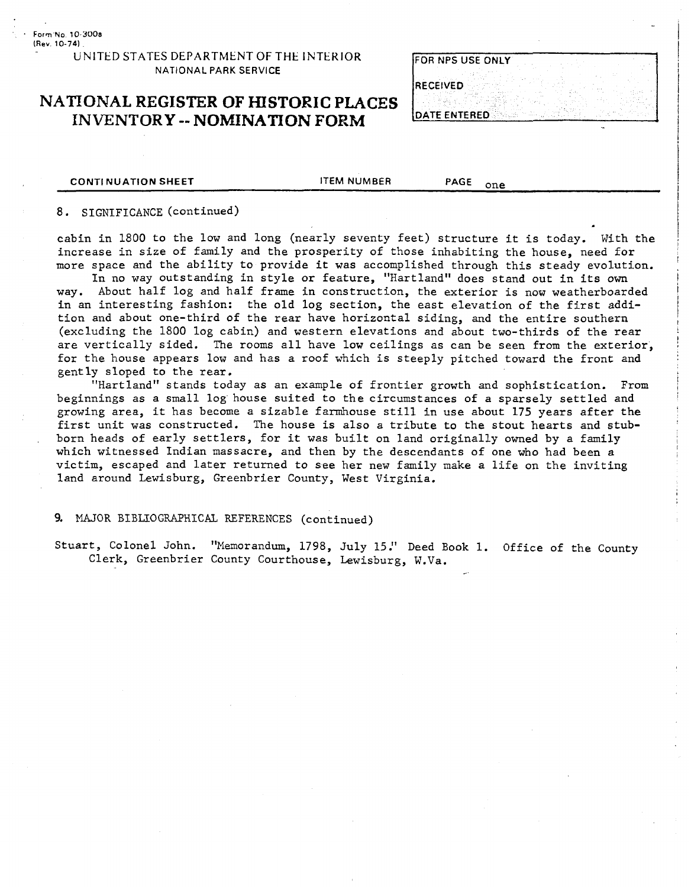Form No. 10-300a
(Rev. 10-74)

UNITED STATES DEPARTMENT OF THE INTERIOR
NATIONAL PARK SERVICE

# NATIONAL REGISTER OF HISTORIC PLACES INVENTORY -- NOMINATION FORM

| FOR NPS USE ONLY |
|---|
| RECEIVED |
| DATE ENTERED |

CONTINUATION SHEET | ITEM NUMBER | PAGE one

8. SIGNIFICANCE (continued)

cabin in 1800 to the low and long (nearly seventy feet) structure it is today. With the increase in size of family and the prosperity of those inhabiting the house, need for more space and the ability to provide it was accomplished through this steady evolution.

In no way outstanding in style or feature, "Hartland" does stand out in its own way. About half log and half frame in construction, the exterior is now weatherboarded in an interesting fashion: the old log section, the east elevation of the first addition and about one-third of the rear have horizontal siding, and the entire southern (excluding the 1800 log cabin) and western elevations and about two-thirds of the rear are vertically sided. The rooms all have low ceilings as can be seen from the exterior, for the house appears low and has a roof which is steeply pitched toward the front and gently sloped to the rear.

"Hartland" stands today as an example of frontier growth and sophistication. From beginnings as a small log house suited to the circumstances of a sparsely settled and growing area, it has become a sizable farmhouse still in use about 175 years after the first unit was constructed. The house is also a tribute to the stout hearts and stubborn heads of early settlers, for it was built on land originally owned by a family which witnessed Indian massacre, and then by the descendants of one who had been a victim, escaped and later returned to see her new family make a life on the inviting land around Lewisburg, Greenbrier County, West Virginia.

9. MAJOR BIBLIOGRAPHICAL REFERENCES (continued)

Stuart, Colonel John. "Memorandum, 1798, July 15." Deed Book 1. Office of the County Clerk, Greenbrier County Courthouse, Lewisburg, W.Va.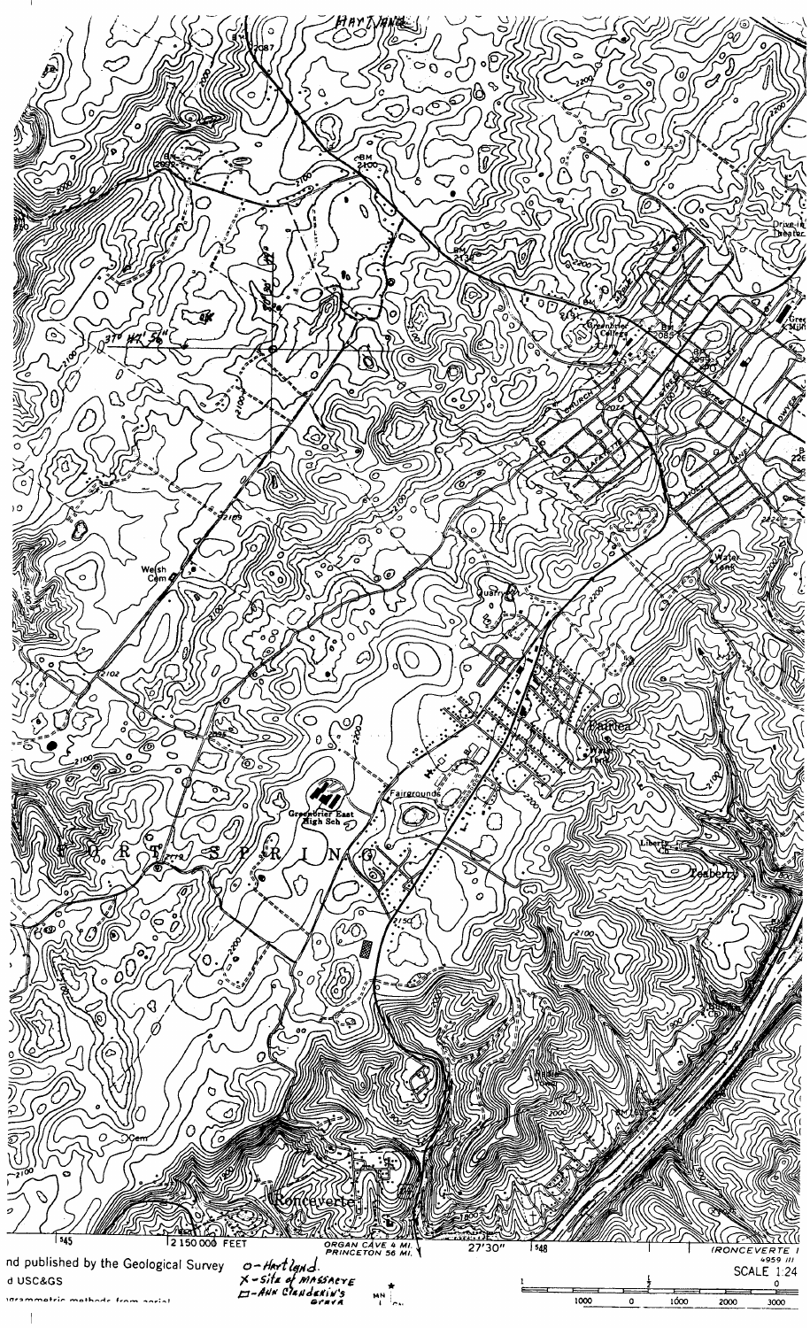nd published by the Geological Survey
d USC&GS

O – Hartland
X – Site of MASSACRE
□ – ANN CLENDENIN'S GRAVE

SCALE 1:24

1000 0 1000 2000 3000